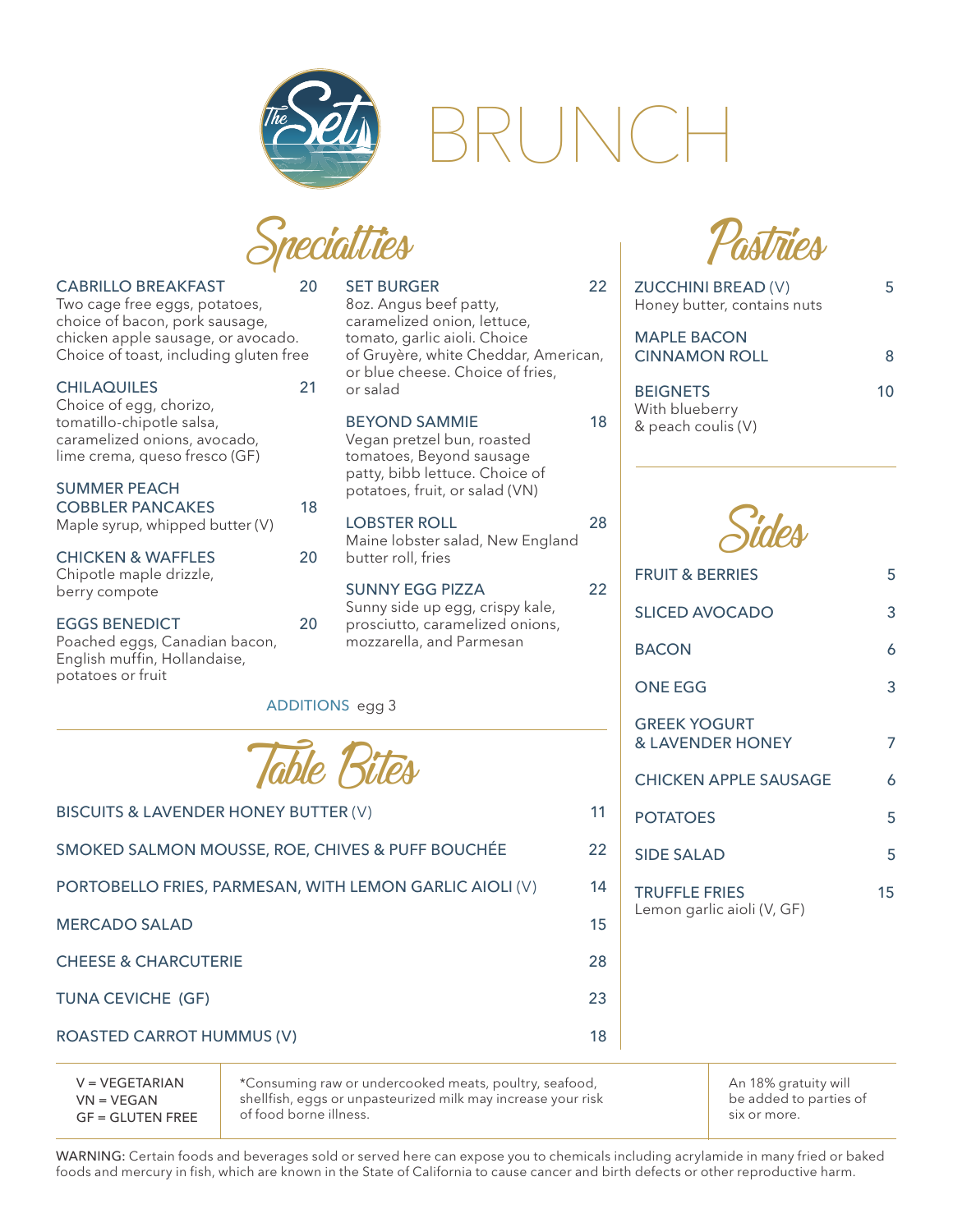# The Set BRUNCH

## Specialties

**CABRILLO BREAKFAST** 20
Two cage free eggs, potatoes, choice of bacon, pork sausage, chicken apple sausage, or avocado. Choice of toast, including gluten free

**CHILAQUILES** 21
Choice of egg, chorizo, tomatillo-chipotle salsa, caramelized onions, avocado, lime crema, queso fresco (GF)

**SUMMER PEACH COBBLER PANCAKES** 18
Maple syrup, whipped butter (V)

**CHICKEN & WAFFLES** 20
Chipotle maple drizzle, berry compote

**EGGS BENEDICT** 20
Poached eggs, Canadian bacon, English muffin, Hollandaise, potatoes or fruit

**SET BURGER** 22
8oz. Angus beef patty, caramelized onion, lettuce, tomato, garlic aioli. Choice of Gruyère, white Cheddar, American, or blue cheese. Choice of fries, or salad

**BEYOND SAMMIE** 18
Vegan pretzel bun, roasted tomatoes, Beyond sausage patty, bibb lettuce. Choice of potatoes, fruit, or salad (VN)

**LOBSTER ROLL** 28
Maine lobster salad, New England butter roll, fries

**SUNNY EGG PIZZA** 22
Sunny side up egg, crispy kale, prosciutto, caramelized onions, mozzarella, and Parmesan

ADDITIONS egg 3

## Table Bites

| | |
|---|---|
| BISCUITS & LAVENDER HONEY BUTTER (V) | 11 |
| SMOKED SALMON MOUSSE, ROE, CHIVES & PUFF BOUCHÉE | 22 |
| PORTOBELLO FRIES, PARMESAN, WITH LEMON GARLIC AIOLI (V) | 14 |
| MERCADO SALAD | 15 |
| CHEESE & CHARCUTERIE | 28 |
| TUNA CEVICHE (GF) | 23 |
| ROASTED CARROT HUMMUS (V) | 18 |

## Pastries

**ZUCCHINI BREAD** (V) 5
Honey butter, contains nuts

**MAPLE BACON CINNAMON ROLL** 8

**BEIGNETS** 10
With blueberry & peach coulis (V)

## Sides

| | |
|---|---|
| FRUIT & BERRIES | 5 |
| SLICED AVOCADO | 3 |
| BACON | 6 |
| ONE EGG | 3 |
| GREEK YOGURT & LAVENDER HONEY | 7 |
| CHICKEN APPLE SAUSAGE | 6 |
| POTATOES | 5 |
| SIDE SALAD | 5 |
| TRUFFLE FRIES<br>Lemon garlic aioli (V, GF) | 15 |

V = VEGETARIAN
VN = VEGAN
GF = GLUTEN FREE

*Consuming raw or undercooked meats, poultry, seafood, shellfish, eggs or unpasteurized milk may increase your risk of food borne illness.

An 18% gratuity will be added to parties of six or more.

WARNING: Certain foods and beverages sold or served here can expose you to chemicals including acrylamide in many fried or baked foods and mercury in fish, which are known in the State of California to cause cancer and birth defects or other reproductive harm.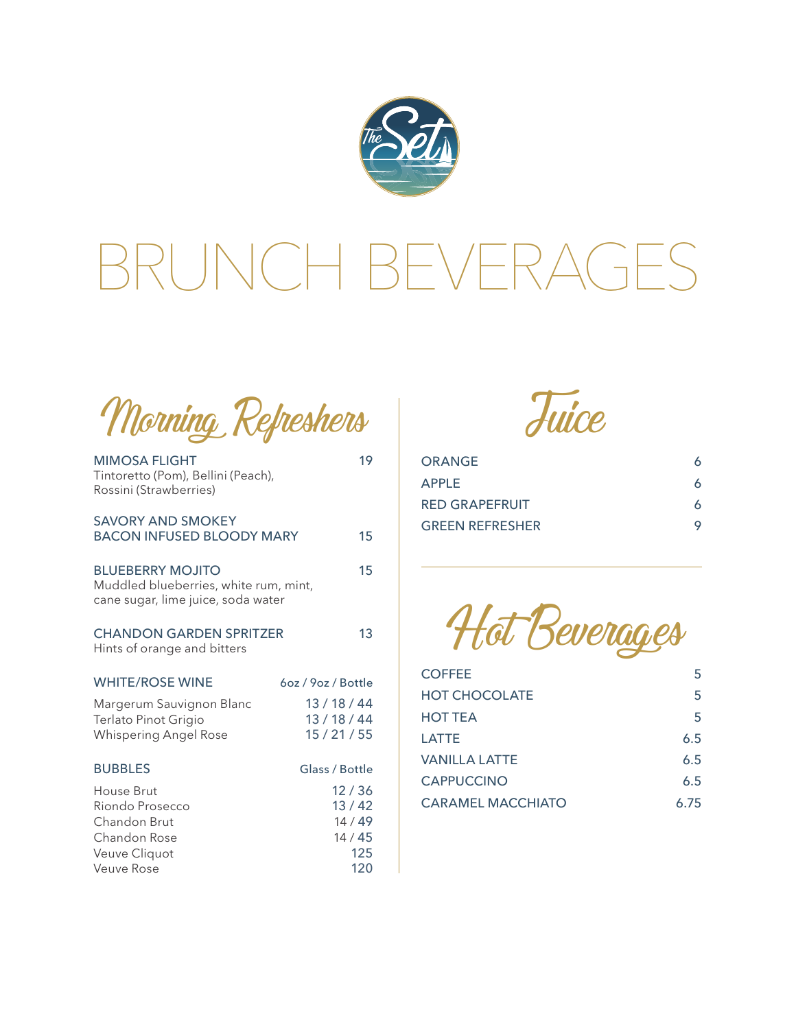# BRUNCH BEVERAGES

## Morning Refreshers

**MIMOSA FLIGHT** — 19
Tintoretto (Pom), Bellini (Peach), Rossini (Strawberries)

**SAVORY AND SMOKEY BACON INFUSED BLOODY MARY** — 15

**BLUEBERRY MOJITO** — 15
Muddled blueberries, white rum, mint, cane sugar, lime juice, soda water

**CHANDON GARDEN SPRITZER** — 13
Hints of orange and bitters

| WHITE/ROSE WINE | 6oz / 9oz / Bottle |
| --- | --- |
| Margerum Sauvignon Blanc | 13 / 18 / 44 |
| Terlato Pinot Grigio | 13 / 18 / 44 |
| Whispering Angel Rose | 15 / 21 / 55 |

| BUBBLES | Glass / Bottle |
| --- | --- |
| House Brut | 12 / 36 |
| Riondo Prosecco | 13 / 42 |
| Chandon Brut | 14 / 49 |
| Chandon Rose | 14 / 45 |
| Veuve Cliquot | 125 |
| Veuve Rose | 120 |

## Juice

| | |
| --- | --- |
| ORANGE | 6 |
| APPLE | 6 |
| RED GRAPEFRUIT | 6 |
| GREEN REFRESHER | 9 |

## Hot Beverages

| | |
| --- | --- |
| COFFEE | 5 |
| HOT CHOCOLATE | 5 |
| HOT TEA | 5 |
| LATTE | 6.5 |
| VANILLA LATTE | 6.5 |
| CAPPUCCINO | 6.5 |
| CARAMEL MACCHIATO | 6.75 |